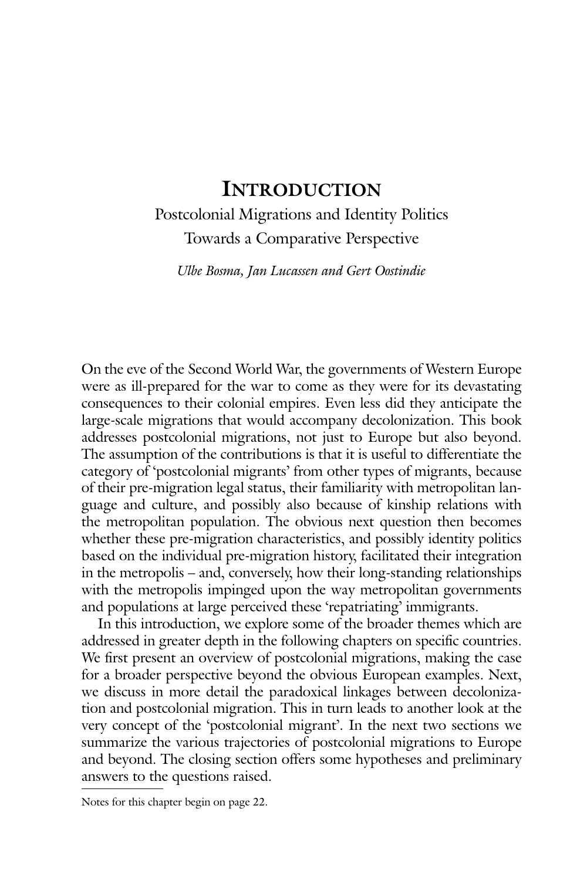# Introduction

## Postcolonial Migrations and Identity Politics
## Towards a Comparative Perspective

*Ulbe Bosma, Jan Lucassen and Gert Oostindie*

On the eve of the Second World War, the governments of Western Europe were as ill-prepared for the war to come as they were for its devastating consequences to their colonial empires. Even less did they anticipate the large-scale migrations that would accompany decolonization. This book addresses postcolonial migrations, not just to Europe but also beyond. The assumption of the contributions is that it is useful to differentiate the category of 'postcolonial migrants' from other types of migrants, because of their pre-migration legal status, their familiarity with metropolitan language and culture, and possibly also because of kinship relations with the metropolitan population. The obvious next question then becomes whether these pre-migration characteristics, and possibly identity politics based on the individual pre-migration history, facilitated their integration in the metropolis – and, conversely, how their long-standing relationships with the metropolis impinged upon the way metropolitan governments and populations at large perceived these 'repatriating' immigrants.

In this introduction, we explore some of the broader themes which are addressed in greater depth in the following chapters on specific countries. We first present an overview of postcolonial migrations, making the case for a broader perspective beyond the obvious European examples. Next, we discuss in more detail the paradoxical linkages between decolonization and postcolonial migration. This in turn leads to another look at the very concept of the 'postcolonial migrant'. In the next two sections we summarize the various trajectories of postcolonial migrations to Europe and beyond. The closing section offers some hypotheses and preliminary answers to the questions raised.

Notes for this chapter begin on page 22.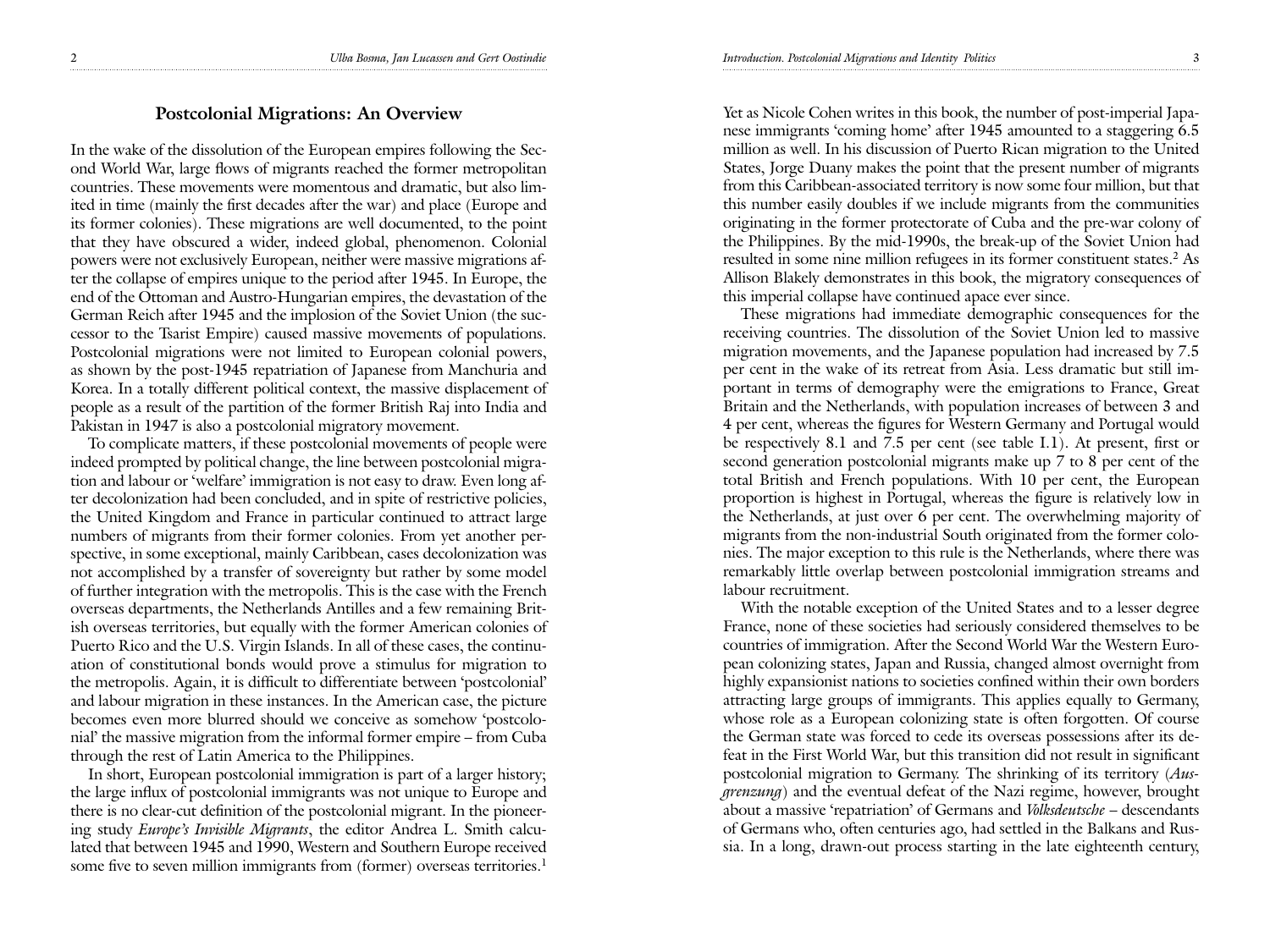## Postcolonial Migrations: An Overview

In the wake of the dissolution of the European empires following the Second World War, large flows of migrants reached the former metropolitan countries. These movements were momentous and dramatic, but also limited in time (mainly the first decades after the war) and place (Europe and its former colonies). These migrations are well documented, to the point that they have obscured a wider, indeed global, phenomenon. Colonial powers were not exclusively European, neither were massive migrations after the collapse of empires unique to the period after 1945. In Europe, the end of the Ottoman and Austro-Hungarian empires, the devastation of the German Reich after 1945 and the implosion of the Soviet Union (the successor to the Tsarist Empire) caused massive movements of populations. Postcolonial migrations were not limited to European colonial powers, as shown by the post-1945 repatriation of Japanese from Manchuria and Korea. In a totally different political context, the massive displacement of people as a result of the partition of the former British Raj into India and Pakistan in 1947 is also a postcolonial migratory movement.

To complicate matters, if these postcolonial movements of people were indeed prompted by political change, the line between postcolonial migration and labour or 'welfare' immigration is not easy to draw. Even long after decolonization had been concluded, and in spite of restrictive policies, the United Kingdom and France in particular continued to attract large numbers of migrants from their former colonies. From yet another perspective, in some exceptional, mainly Caribbean, cases decolonization was not accomplished by a transfer of sovereignty but rather by some model of further integration with the metropolis. This is the case with the French overseas departments, the Netherlands Antilles and a few remaining British overseas territories, but equally with the former American colonies of Puerto Rico and the U.S. Virgin Islands. In all of these cases, the continuation of constitutional bonds would prove a stimulus for migration to the metropolis. Again, it is difficult to differentiate between 'postcolonial' and labour migration in these instances. In the American case, the picture becomes even more blurred should we conceive as somehow 'postcolonial' the massive migration from the informal former empire – from Cuba through the rest of Latin America to the Philippines.

In short, European postcolonial immigration is part of a larger history; the large influx of postcolonial immigrants was not unique to Europe and there is no clear-cut definition of the postcolonial migrant. In the pioneering study *Europe's Invisible Migrants*, the editor Andrea L. Smith calculated that between 1945 and 1990, Western and Southern Europe received some five to seven million immigrants from (former) overseas territories.[1] Yet as Nicole Cohen writes in this book, the number of post-imperial Japanese immigrants 'coming home' after 1945 amounted to a staggering 6.5 million as well. In his discussion of Puerto Rican migration to the United States, Jorge Duany makes the point that the present number of migrants from this Caribbean-associated territory is now some four million, but that this number easily doubles if we include migrants from the communities originating in the former protectorate of Cuba and the pre-war colony of the Philippines. By the mid-1990s, the break-up of the Soviet Union had resulted in some nine million refugees in its former constituent states.[2] As Allison Blakely demonstrates in this book, the migratory consequences of this imperial collapse have continued apace ever since.

These migrations had immediate demographic consequences for the receiving countries. The dissolution of the Soviet Union led to massive migration movements, and the Japanese population had increased by 7.5 per cent in the wake of its retreat from Asia. Less dramatic but still important in terms of demography were the emigrations to France, Great Britain and the Netherlands, with population increases of between 3 and 4 per cent, whereas the figures for Western Germany and Portugal would be respectively 8.1 and 7.5 per cent (see table I.1). At present, first or second generation postcolonial migrants make up 7 to 8 per cent of the total British and French populations. With 10 per cent, the European proportion is highest in Portugal, whereas the figure is relatively low in the Netherlands, at just over 6 per cent. The overwhelming majority of migrants from the non-industrial South originated from the former colonies. The major exception to this rule is the Netherlands, where there was remarkably little overlap between postcolonial immigration streams and labour recruitment.

With the notable exception of the United States and to a lesser degree France, none of these societies had seriously considered themselves to be countries of immigration. After the Second World War the Western European colonizing states, Japan and Russia, changed almost overnight from highly expansionist nations to societies confined within their own borders attracting large groups of immigrants. This applies equally to Germany, whose role as a European colonizing state is often forgotten. Of course the German state was forced to cede its overseas possessions after its defeat in the First World War, but this transition did not result in significant postcolonial migration to Germany. The shrinking of its territory (*Ausgrenzung*) and the eventual defeat of the Nazi regime, however, brought about a massive 'repatriation' of Germans and *Volksdeutsche* – descendants of Germans who, often centuries ago, had settled in the Balkans and Russia. In a long, drawn-out process starting in the late eighteenth century,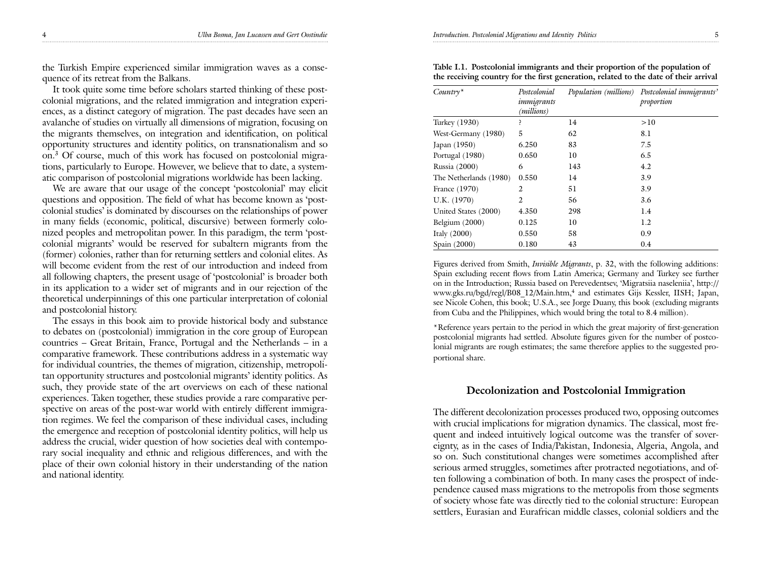the Turkish Empire experienced similar immigration waves as a consequence of its retreat from the Balkans.

It took quite some time before scholars started thinking of these postcolonial migrations, and the related immigration and integration experiences, as a distinct category of migration. The past decades have seen an avalanche of studies on virtually all dimensions of migration, focusing on the migrants themselves, on integration and identification, on political opportunity structures and identity politics, on transnationalism and so on.[3] Of course, much of this work has focused on postcolonial migrations, particularly to Europe. However, we believe that to date, a systematic comparison of postcolonial migrations worldwide has been lacking.

We are aware that our usage of the concept 'postcolonial' may elicit questions and opposition. The field of what has become known as 'postcolonial studies' is dominated by discourses on the relationships of power in many fields (economic, political, discursive) between formerly colonized peoples and metropolitan power. In this paradigm, the term 'postcolonial migrants' would be reserved for subaltern migrants from the (former) colonies, rather than for returning settlers and colonial elites. As will become evident from the rest of our introduction and indeed from all following chapters, the present usage of 'postcolonial' is broader both in its application to a wider set of migrants and in our rejection of the theoretical underpinnings of this one particular interpretation of colonial and postcolonial history.

The essays in this book aim to provide historical body and substance to debates on (postcolonial) immigration in the core group of European countries – Great Britain, France, Portugal and the Netherlands – in a comparative framework. These contributions address in a systematic way for individual countries, the themes of migration, citizenship, metropolitan opportunity structures and postcolonial migrants' identity politics. As such, they provide state of the art overviews on each of these national experiences. Taken together, these studies provide a rare comparative perspective on areas of the post-war world with entirely different immigration regimes. We feel the comparison of these individual cases, including the emergence and reception of postcolonial identity politics, will help us address the crucial, wider question of how societies deal with contemporary social inequality and ethnic and religious differences, and with the place of their own colonial history in their understanding of the nation and national identity.

**Table I.1. Postcolonial immigrants and their proportion of the population of the receiving country for the first generation, related to the date of their arrival**

| *Country\** | *Postcolonial immigrants (millions)* | *Population (millions)* | *Postcolonial immigrants' proportion* |
|---|---|---|---|
| Turkey (1930) | ? | 14 | >10 |
| West-Germany (1980) | 5 | 62 | 8.1 |
| Japan (1950) | 6.250 | 83 | 7.5 |
| Portugal (1980) | 0.650 | 10 | 6.5 |
| Russia (2000) | 6 | 143 | 4.2 |
| The Netherlands (1980) | 0.550 | 14 | 3.9 |
| France (1970) | 2 | 51 | 3.9 |
| U.K. (1970) | 2 | 56 | 3.6 |
| United States (2000) | 4.350 | 298 | 1.4 |
| Belgium (2000) | 0.125 | 10 | 1.2 |
| Italy (2000) | 0.550 | 58 | 0.9 |
| Spain (2000) | 0.180 | 43 | 0.4 |

Figures derived from Smith, *Invisible Migrants*, p. 32, with the following additions: Spain excluding recent flows from Latin America; Germany and Turkey see further on in the Introduction; Russia based on Perevedentsev, 'Migratsiia naseleniia', http://www.gks.ru/bgd/regl/B08_12/Main.htm,[4] and estimates Gijs Kessler, IISH; Japan, see Nicole Cohen, this book; U.S.A., see Jorge Duany, this book (excluding migrants from Cuba and the Philippines, which would bring the total to 8.4 million).

\*Reference years pertain to the period in which the great majority of first-generation postcolonial migrants had settled. Absolute figures given for the number of postcolonial migrants are rough estimates; the same therefore applies to the suggested proportional share.

## Decolonization and Postcolonial Immigration

The different decolonization processes produced two, opposing outcomes with crucial implications for migration dynamics. The classical, most frequent and indeed intuitively logical outcome was the transfer of sovereignty, as in the cases of India/Pakistan, Indonesia, Algeria, Angola, and so on. Such constitutional changes were sometimes accomplished after serious armed struggles, sometimes after protracted negotiations, and often following a combination of both. In many cases the prospect of independence caused mass migrations to the metropolis from those segments of society whose fate was directly tied to the colonial structure: European settlers, Eurasian and Eurafrican middle classes, colonial soldiers and the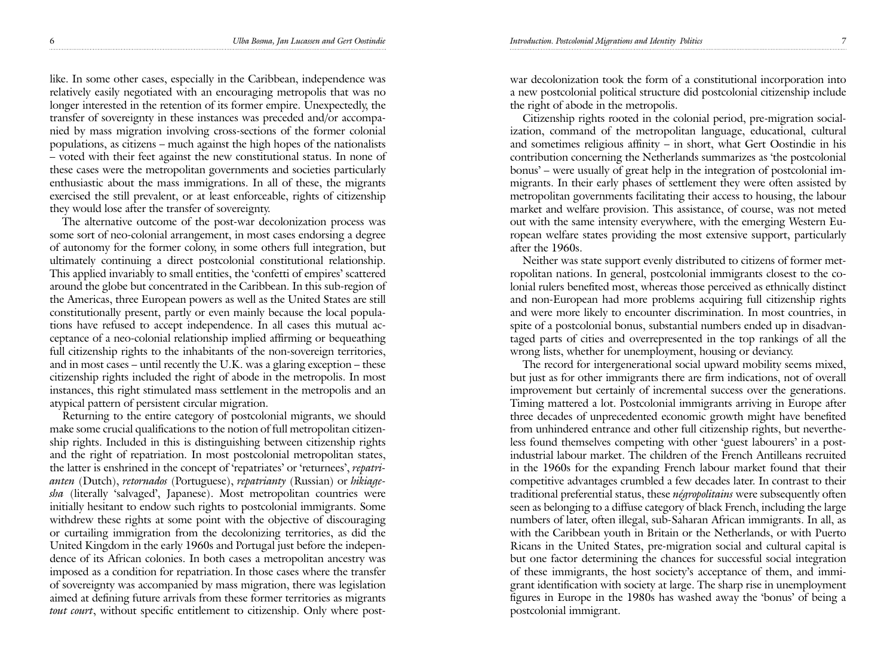like. In some other cases, especially in the Caribbean, independence was relatively easily negotiated with an encouraging metropolis that was no longer interested in the retention of its former empire. Unexpectedly, the transfer of sovereignty in these instances was preceded and/or accompanied by mass migration involving cross-sections of the former colonial populations, as citizens – much against the high hopes of the nationalists – voted with their feet against the new constitutional status. In none of these cases were the metropolitan governments and societies particularly enthusiastic about the mass immigrations. In all of these, the migrants exercised the still prevalent, or at least enforceable, rights of citizenship they would lose after the transfer of sovereignty.

The alternative outcome of the post-war decolonization process was some sort of neo-colonial arrangement, in most cases endorsing a degree of autonomy for the former colony, in some others full integration, but ultimately continuing a direct postcolonial constitutional relationship. This applied invariably to small entities, the 'confetti of empires' scattered around the globe but concentrated in the Caribbean. In this sub-region of the Americas, three European powers as well as the United States are still constitutionally present, partly or even mainly because the local populations have refused to accept independence. In all cases this mutual acceptance of a neo-colonial relationship implied affirming or bequeathing full citizenship rights to the inhabitants of the non-sovereign territories, and in most cases – until recently the U.K. was a glaring exception – these citizenship rights included the right of abode in the metropolis. In most instances, this right stimulated mass settlement in the metropolis and an atypical pattern of persistent circular migration.

Returning to the entire category of postcolonial migrants, we should make some crucial qualifications to the notion of full metropolitan citizenship rights. Included in this is distinguishing between citizenship rights and the right of repatriation. In most postcolonial metropolitan states, the latter is enshrined in the concept of 'repatriates' or 'returnees', *repatrianten* (Dutch), *retornados* (Portuguese), *repatrianty* (Russian) or *hikiagesha* (literally 'salvaged', Japanese). Most metropolitan countries were initially hesitant to endow such rights to postcolonial immigrants. Some withdrew these rights at some point with the objective of discouraging or curtailing immigration from the decolonizing territories, as did the United Kingdom in the early 1960s and Portugal just before the independence of its African colonies. In both cases a metropolitan ancestry was imposed as a condition for repatriation. In those cases where the transfer of sovereignty was accompanied by mass migration, there was legislation aimed at defining future arrivals from these former territories as migrants *tout court*, without specific entitlement to citizenship. Only where post-war decolonization took the form of a constitutional incorporation into a new postcolonial political structure did postcolonial citizenship include the right of abode in the metropolis.

Citizenship rights rooted in the colonial period, pre-migration socialization, command of the metropolitan language, educational, cultural and sometimes religious affinity – in short, what Gert Oostindie in his contribution concerning the Netherlands summarizes as 'the postcolonial bonus' – were usually of great help in the integration of postcolonial immigrants. In their early phases of settlement they were often assisted by metropolitan governments facilitating their access to housing, the labour market and welfare provision. This assistance, of course, was not meted out with the same intensity everywhere, with the emerging Western European welfare states providing the most extensive support, particularly after the 1960s.

Neither was state support evenly distributed to citizens of former metropolitan nations. In general, postcolonial immigrants closest to the colonial rulers benefited most, whereas those perceived as ethnically distinct and non-European had more problems acquiring full citizenship rights and were more likely to encounter discrimination. In most countries, in spite of a postcolonial bonus, substantial numbers ended up in disadvantaged parts of cities and overrepresented in the top rankings of all the wrong lists, whether for unemployment, housing or deviancy.

The record for intergenerational social upward mobility seems mixed, but just as for other immigrants there are firm indications, not of overall improvement but certainly of incremental success over the generations. Timing mattered a lot. Postcolonial immigrants arriving in Europe after three decades of unprecedented economic growth might have benefited from unhindered entrance and other full citizenship rights, but nevertheless found themselves competing with other 'guest labourers' in a post-industrial labour market. The children of the French Antilleans recruited in the 1960s for the expanding French labour market found that their competitive advantages crumbled a few decades later. In contrast to their traditional preferential status, these *négropolitains* were subsequently often seen as belonging to a diffuse category of black French, including the large numbers of later, often illegal, sub-Saharan African immigrants. In all, as with the Caribbean youth in Britain or the Netherlands, or with Puerto Ricans in the United States, pre-migration social and cultural capital is but one factor determining the chances for successful social integration of these immigrants, the host society's acceptance of them, and immigrant identification with society at large. The sharp rise in unemployment figures in Europe in the 1980s has washed away the 'bonus' of being a postcolonial immigrant.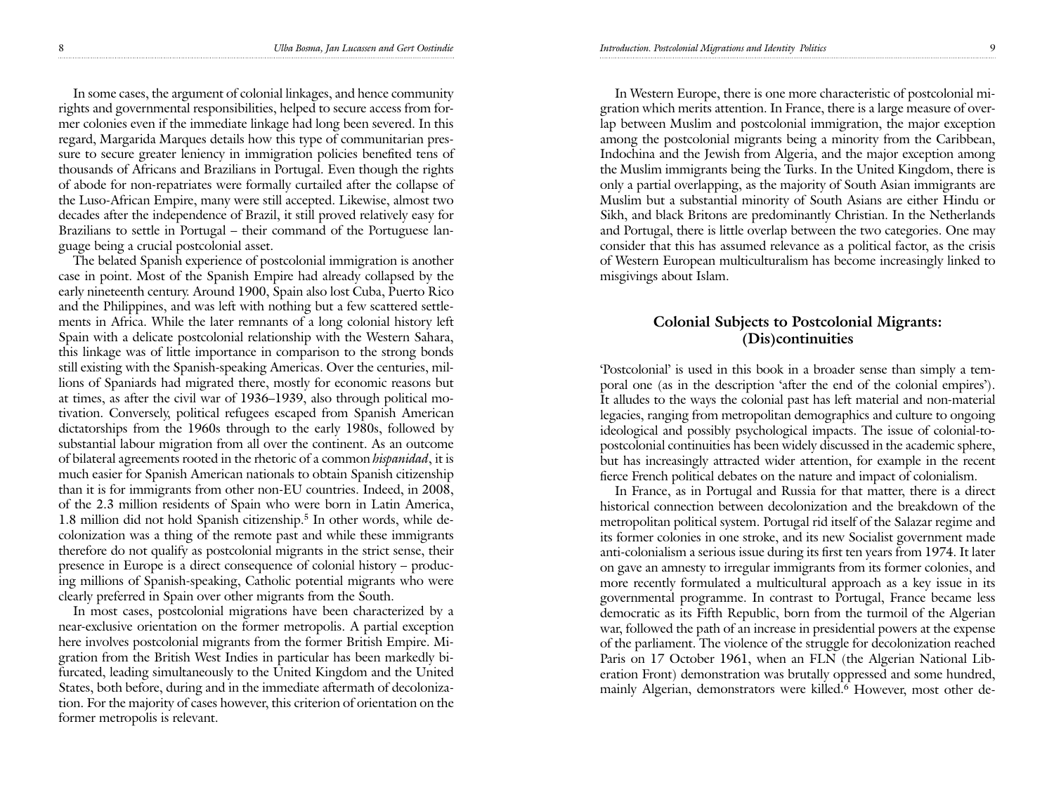In some cases, the argument of colonial linkages, and hence community rights and governmental responsibilities, helped to secure access from former colonies even if the immediate linkage had long been severed. In this regard, Margarida Marques details how this type of communitarian pressure to secure greater leniency in immigration policies benefited tens of thousands of Africans and Brazilians in Portugal. Even though the rights of abode for non-repatriates were formally curtailed after the collapse of the Luso-African Empire, many were still accepted. Likewise, almost two decades after the independence of Brazil, it still proved relatively easy for Brazilians to settle in Portugal – their command of the Portuguese language being a crucial postcolonial asset.

The belated Spanish experience of postcolonial immigration is another case in point. Most of the Spanish Empire had already collapsed by the early nineteenth century. Around 1900, Spain also lost Cuba, Puerto Rico and the Philippines, and was left with nothing but a few scattered settlements in Africa. While the later remnants of a long colonial history left Spain with a delicate postcolonial relationship with the Western Sahara, this linkage was of little importance in comparison to the strong bonds still existing with the Spanish-speaking Americas. Over the centuries, millions of Spaniards had migrated there, mostly for economic reasons but at times, as after the civil war of 1936–1939, also through political motivation. Conversely, political refugees escaped from Spanish American dictatorships from the 1960s through to the early 1980s, followed by substantial labour migration from all over the continent. As an outcome of bilateral agreements rooted in the rhetoric of a common *hispanidad*, it is much easier for Spanish American nationals to obtain Spanish citizenship than it is for immigrants from other non-EU countries. Indeed, in 2008, of the 2.3 million residents of Spain who were born in Latin America, 1.8 million did not hold Spanish citizenship.[5] In other words, while decolonization was a thing of the remote past and while these immigrants therefore do not qualify as postcolonial migrants in the strict sense, their presence in Europe is a direct consequence of colonial history – producing millions of Spanish-speaking, Catholic potential migrants who were clearly preferred in Spain over other migrants from the South.

In most cases, postcolonial migrations have been characterized by a near-exclusive orientation on the former metropolis. A partial exception here involves postcolonial migrants from the former British Empire. Migration from the British West Indies in particular has been markedly bifurcated, leading simultaneously to the United Kingdom and the United States, both before, during and in the immediate aftermath of decolonization. For the majority of cases however, this criterion of orientation on the former metropolis is relevant.

In Western Europe, there is one more characteristic of postcolonial migration which merits attention. In France, there is a large measure of overlap between Muslim and postcolonial immigration, the major exception among the postcolonial migrants being a minority from the Caribbean, Indochina and the Jewish from Algeria, and the major exception among the Muslim immigrants being the Turks. In the United Kingdom, there is only a partial overlapping, as the majority of South Asian immigrants are Muslim but a substantial minority of South Asians are either Hindu or Sikh, and black Britons are predominantly Christian. In the Netherlands and Portugal, there is little overlap between the two categories. One may consider that this has assumed relevance as a political factor, as the crisis of Western European multiculturalism has become increasingly linked to misgivings about Islam.

## Colonial Subjects to Postcolonial Migrants: (Dis)continuities

'Postcolonial' is used in this book in a broader sense than simply a temporal one (as in the description 'after the end of the colonial empires'). It alludes to the ways the colonial past has left material and non-material legacies, ranging from metropolitan demographics and culture to ongoing ideological and possibly psychological impacts. The issue of colonial-to-postcolonial continuities has been widely discussed in the academic sphere, but has increasingly attracted wider attention, for example in the recent fierce French political debates on the nature and impact of colonialism.

In France, as in Portugal and Russia for that matter, there is a direct historical connection between decolonization and the breakdown of the metropolitan political system. Portugal rid itself of the Salazar regime and its former colonies in one stroke, and its new Socialist government made anti-colonialism a serious issue during its first ten years from 1974. It later on gave an amnesty to irregular immigrants from its former colonies, and more recently formulated a multicultural approach as a key issue in its governmental programme. In contrast to Portugal, France became less democratic as its Fifth Republic, born from the turmoil of the Algerian war, followed the path of an increase in presidential powers at the expense of the parliament. The violence of the struggle for decolonization reached Paris on 17 October 1961, when an FLN (the Algerian National Liberation Front) demonstration was brutally oppressed and some hundred, mainly Algerian, demonstrators were killed.[6] However, most other de-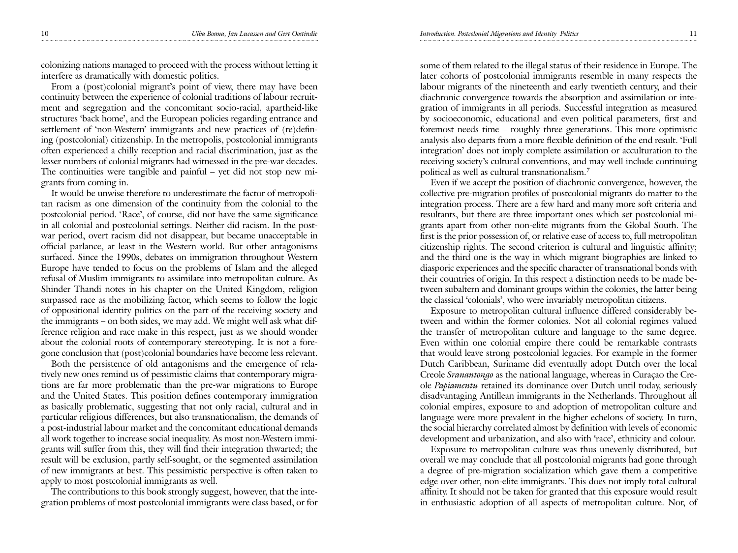colonizing nations managed to proceed with the process without letting it interfere as dramatically with domestic politics.

From a (post)colonial migrant's point of view, there may have been continuity between the experience of colonial traditions of labour recruitment and segregation and the concomitant socio-racial, apartheid-like structures 'back home', and the European policies regarding entrance and settlement of 'non-Western' immigrants and new practices of (re)defining (postcolonial) citizenship. In the metropolis, postcolonial immigrants often experienced a chilly reception and racial discrimination, just as the lesser numbers of colonial migrants had witnessed in the pre-war decades. The continuities were tangible and painful – yet did not stop new migrants from coming in.

It would be unwise therefore to underestimate the factor of metropolitan racism as one dimension of the continuity from the colonial to the postcolonial period. 'Race', of course, did not have the same significance in all colonial and postcolonial settings. Neither did racism. In the postwar period, overt racism did not disappear, but became unacceptable in official parlance, at least in the Western world. But other antagonisms surfaced. Since the 1990s, debates on immigration throughout Western Europe have tended to focus on the problems of Islam and the alleged refusal of Muslim immigrants to assimilate into metropolitan culture. As Shinder Thandi notes in his chapter on the United Kingdom, religion surpassed race as the mobilizing factor, which seems to follow the logic of oppositional identity politics on the part of the receiving society and the immigrants – on both sides, we may add. We might well ask what difference religion and race make in this respect, just as we should wonder about the colonial roots of contemporary stereotyping. It is not a foregone conclusion that (post)colonial boundaries have become less relevant.

Both the persistence of old antagonisms and the emergence of relatively new ones remind us of pessimistic claims that contemporary migrations are far more problematic than the pre-war migrations to Europe and the United States. This position defines contemporary immigration as basically problematic, suggesting that not only racial, cultural and in particular religious differences, but also transnationalism, the demands of a post-industrial labour market and the concomitant educational demands all work together to increase social inequality. As most non-Western immigrants will suffer from this, they will find their integration thwarted; the result will be exclusion, partly self-sought, or the segmented assimilation of new immigrants at best. This pessimistic perspective is often taken to apply to most postcolonial immigrants as well.

The contributions to this book strongly suggest, however, that the integration problems of most postcolonial immigrants were class based, or for some of them related to the illegal status of their residence in Europe. The later cohorts of postcolonial immigrants resemble in many respects the labour migrants of the nineteenth and early twentieth century, and their diachronic convergence towards the absorption and assimilation or integration of immigrants in all periods. Successful integration as measured by socioeconomic, educational and even political parameters, first and foremost needs time – roughly three generations. This more optimistic analysis also departs from a more flexible definition of the end result. 'Full integration' does not imply complete assimilation or acculturation to the receiving society's cultural conventions, and may well include continuing political as well as cultural transnationalism.[7]

Even if we accept the position of diachronic convergence, however, the collective pre-migration profiles of postcolonial migrants do matter to the integration process. There are a few hard and many more soft criteria and resultants, but there are three important ones which set postcolonial migrants apart from other non-elite migrants from the Global South. The first is the prior possession of, or relative ease of access to, full metropolitan citizenship rights. The second criterion is cultural and linguistic affinity; and the third one is the way in which migrant biographies are linked to diasporic experiences and the specific character of transnational bonds with their countries of origin. In this respect a distinction needs to be made between subaltern and dominant groups within the colonies, the latter being the classical 'colonials', who were invariably metropolitan citizens.

Exposure to metropolitan cultural influence differed considerably between and within the former colonies. Not all colonial regimes valued the transfer of metropolitan culture and language to the same degree. Even within one colonial empire there could be remarkable contrasts that would leave strong postcolonial legacies. For example in the former Dutch Caribbean, Suriname did eventually adopt Dutch over the local Creole *Sranantongo* as the national language, whereas in Curaçao the Creole *Papiamentu* retained its dominance over Dutch until today, seriously disadvantaging Antillean immigrants in the Netherlands. Throughout all colonial empires, exposure to and adoption of metropolitan culture and language were more prevalent in the higher echelons of society. In turn, the social hierarchy correlated almost by definition with levels of economic development and urbanization, and also with 'race', ethnicity and colour.

Exposure to metropolitan culture was thus unevenly distributed, but overall we may conclude that all postcolonial migrants had gone through a degree of pre-migration socialization which gave them a competitive edge over other, non-elite immigrants. This does not imply total cultural affinity. It should not be taken for granted that this exposure would result in enthusiastic adoption of all aspects of metropolitan culture. Nor, of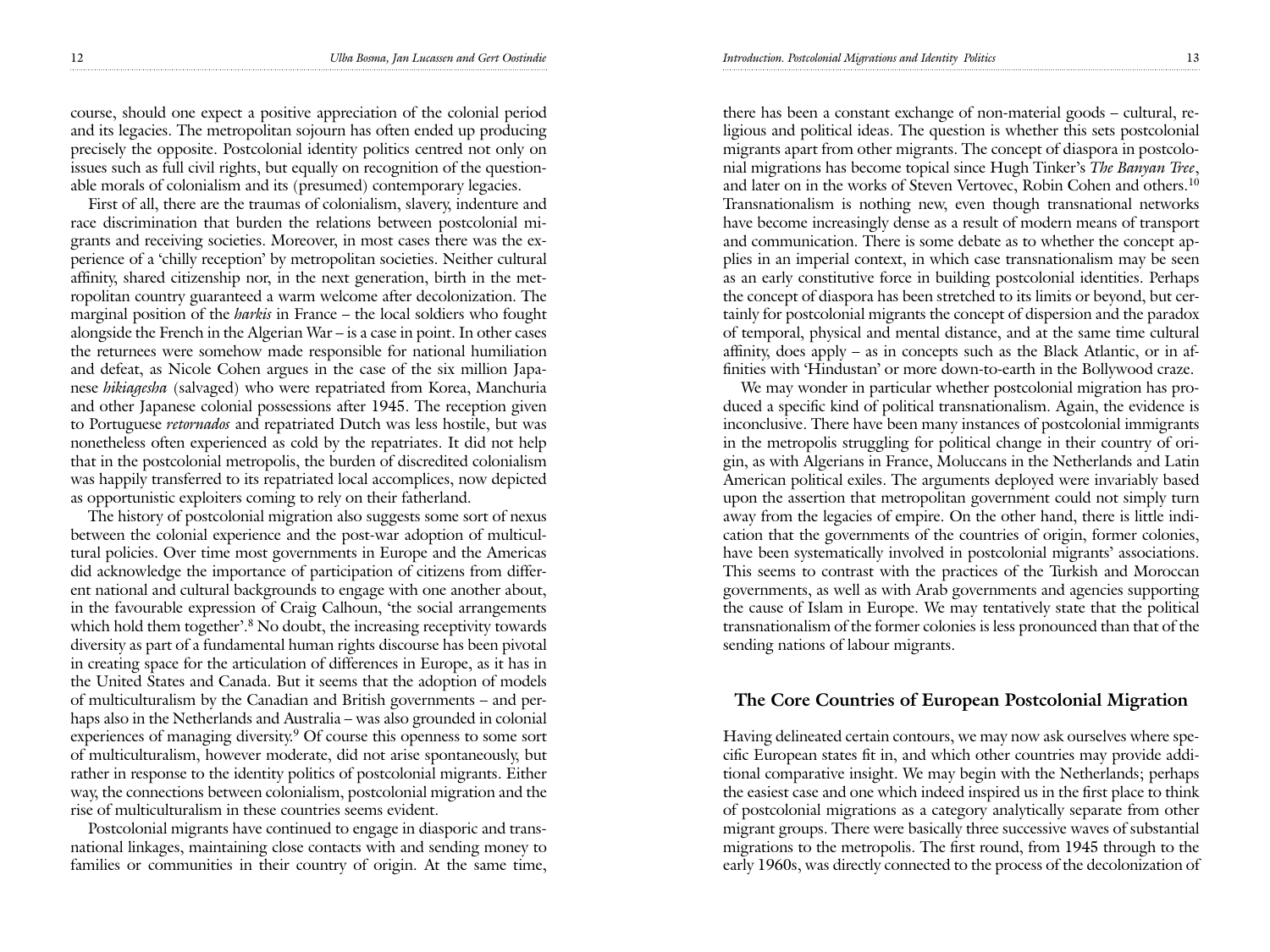course, should one expect a positive appreciation of the colonial period and its legacies. The metropolitan sojourn has often ended up producing precisely the opposite. Postcolonial identity politics centred not only on issues such as full civil rights, but equally on recognition of the questionable morals of colonialism and its (presumed) contemporary legacies.

First of all, there are the traumas of colonialism, slavery, indenture and race discrimination that burden the relations between postcolonial migrants and receiving societies. Moreover, in most cases there was the experience of a 'chilly reception' by metropolitan societies. Neither cultural affinity, shared citizenship nor, in the next generation, birth in the metropolitan country guaranteed a warm welcome after decolonization. The marginal position of the *harkis* in France – the local soldiers who fought alongside the French in the Algerian War – is a case in point. In other cases the returnees were somehow made responsible for national humiliation and defeat, as Nicole Cohen argues in the case of the six million Japanese *hikiagesha* (salvaged) who were repatriated from Korea, Manchuria and other Japanese colonial possessions after 1945. The reception given to Portuguese *retornados* and repatriated Dutch was less hostile, but was nonetheless often experienced as cold by the repatriates. It did not help that in the postcolonial metropolis, the burden of discredited colonialism was happily transferred to its repatriated local accomplices, now depicted as opportunistic exploiters coming to rely on their fatherland.

The history of postcolonial migration also suggests some sort of nexus between the colonial experience and the post-war adoption of multicultural policies. Over time most governments in Europe and the Americas did acknowledge the importance of participation of citizens from different national and cultural backgrounds to engage with one another about, in the favourable expression of Craig Calhoun, 'the social arrangements which hold them together'.[8] No doubt, the increasing receptivity towards diversity as part of a fundamental human rights discourse has been pivotal in creating space for the articulation of differences in Europe, as it has in the United States and Canada. But it seems that the adoption of models of multiculturalism by the Canadian and British governments – and perhaps also in the Netherlands and Australia – was also grounded in colonial experiences of managing diversity.[9] Of course this openness to some sort of multiculturalism, however moderate, did not arise spontaneously, but rather in response to the identity politics of postcolonial migrants. Either way, the connections between colonialism, postcolonial migration and the rise of multiculturalism in these countries seems evident.

Postcolonial migrants have continued to engage in diasporic and transnational linkages, maintaining close contacts with and sending money to families or communities in their country of origin. At the same time, there has been a constant exchange of non-material goods – cultural, religious and political ideas. The question is whether this sets postcolonial migrants apart from other migrants. The concept of diaspora in postcolonial migrations has become topical since Hugh Tinker's *The Banyan Tree*, and later on in the works of Steven Vertovec, Robin Cohen and others.[10] Transnationalism is nothing new, even though transnational networks have become increasingly dense as a result of modern means of transport and communication. There is some debate as to whether the concept applies in an imperial context, in which case transnationalism may be seen as an early constitutive force in building postcolonial identities. Perhaps the concept of diaspora has been stretched to its limits or beyond, but certainly for postcolonial migrants the concept of dispersion and the paradox of temporal, physical and mental distance, and at the same time cultural affinity, does apply – as in concepts such as the Black Atlantic, or in affinities with 'Hindustan' or more down-to-earth in the Bollywood craze.

We may wonder in particular whether postcolonial migration has produced a specific kind of political transnationalism. Again, the evidence is inconclusive. There have been many instances of postcolonial immigrants in the metropolis struggling for political change in their country of origin, as with Algerians in France, Moluccans in the Netherlands and Latin American political exiles. The arguments deployed were invariably based upon the assertion that metropolitan government could not simply turn away from the legacies of empire. On the other hand, there is little indication that the governments of the countries of origin, former colonies, have been systematically involved in postcolonial migrants' associations. This seems to contrast with the practices of the Turkish and Moroccan governments, as well as with Arab governments and agencies supporting the cause of Islam in Europe. We may tentatively state that the political transnationalism of the former colonies is less pronounced than that of the sending nations of labour migrants.

## The Core Countries of European Postcolonial Migration

Having delineated certain contours, we may now ask ourselves where specific European states fit in, and which other countries may provide additional comparative insight. We may begin with the Netherlands; perhaps the easiest case and one which indeed inspired us in the first place to think of postcolonial migrations as a category analytically separate from other migrant groups. There were basically three successive waves of substantial migrations to the metropolis. The first round, from 1945 through to the early 1960s, was directly connected to the process of the decolonization of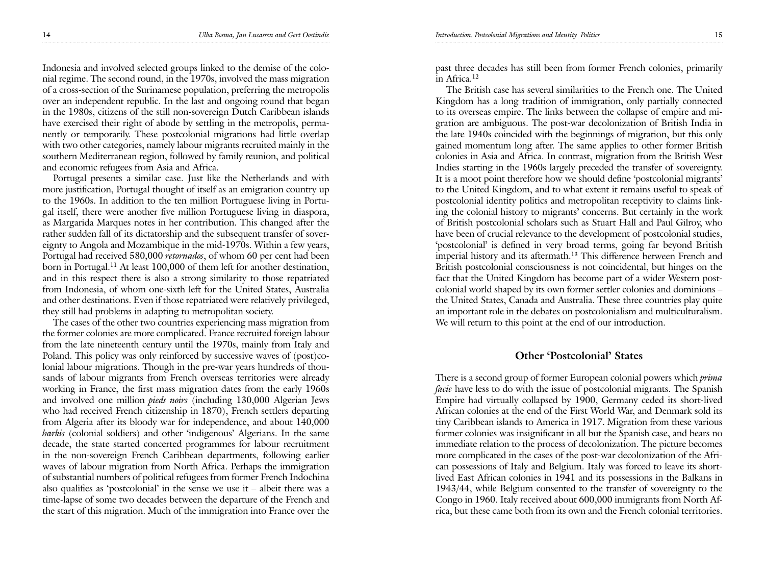Indonesia and involved selected groups linked to the demise of the colonial regime. The second round, in the 1970s, involved the mass migration of a cross-section of the Surinamese population, preferring the metropolis over an independent republic. In the last and ongoing round that began in the 1980s, citizens of the still non-sovereign Dutch Caribbean islands have exercised their right of abode by settling in the metropolis, permanently or temporarily. These postcolonial migrations had little overlap with two other categories, namely labour migrants recruited mainly in the southern Mediterranean region, followed by family reunion, and political and economic refugees from Asia and Africa.

Portugal presents a similar case. Just like the Netherlands and with more justification, Portugal thought of itself as an emigration country up to the 1960s. In addition to the ten million Portuguese living in Portugal itself, there were another five million Portuguese living in diaspora, as Margarida Marques notes in her contribution. This changed after the rather sudden fall of its dictatorship and the subsequent transfer of sovereignty to Angola and Mozambique in the mid-1970s. Within a few years, Portugal had received 580,000 *retornados*, of whom 60 per cent had been born in Portugal.[11] At least 100,000 of them left for another destination, and in this respect there is also a strong similarity to those repatriated from Indonesia, of whom one-sixth left for the United States, Australia and other destinations. Even if those repatriated were relatively privileged, they still had problems in adapting to metropolitan society.

The cases of the other two countries experiencing mass migration from the former colonies are more complicated. France recruited foreign labour from the late nineteenth century until the 1970s, mainly from Italy and Poland. This policy was only reinforced by successive waves of (post)colonial labour migrations. Though in the pre-war years hundreds of thousands of labour migrants from French overseas territories were already working in France, the first mass migration dates from the early 1960s and involved one million *pieds noirs* (including 130,000 Algerian Jews who had received French citizenship in 1870), French settlers departing from Algeria after its bloody war for independence, and about 140,000 *harkis* (colonial soldiers) and other 'indigenous' Algerians. In the same decade, the state started concerted programmes for labour recruitment in the non-sovereign French Caribbean departments, following earlier waves of labour migration from North Africa. Perhaps the immigration of substantial numbers of political refugees from former French Indochina also qualifies as 'postcolonial' in the sense we use it – albeit there was a time-lapse of some two decades between the departure of the French and the start of this migration. Much of the immigration into France over the past three decades has still been from former French colonies, primarily in Africa.[12]

The British case has several similarities to the French one. The United Kingdom has a long tradition of immigration, only partially connected to its overseas empire. The links between the collapse of empire and migration are ambiguous. The post-war decolonization of British India in the late 1940s coincided with the beginnings of migration, but this only gained momentum long after. The same applies to other former British colonies in Asia and Africa. In contrast, migration from the British West Indies starting in the 1960s largely preceded the transfer of sovereignty. It is a moot point therefore how we should define 'postcolonial migrants' to the United Kingdom, and to what extent it remains useful to speak of postcolonial identity politics and metropolitan receptivity to claims linking the colonial history to migrants' concerns. But certainly in the work of British postcolonial scholars such as Stuart Hall and Paul Gilroy, who have been of crucial relevance to the development of postcolonial studies, 'postcolonial' is defined in very broad terms, going far beyond British imperial history and its aftermath.[13] This difference between French and British postcolonial consciousness is not coincidental, but hinges on the fact that the United Kingdom has become part of a wider Western postcolonial world shaped by its own former settler colonies and dominions – the United States, Canada and Australia. These three countries play quite an important role in the debates on postcolonialism and multiculturalism. We will return to this point at the end of our introduction.

## Other 'Postcolonial' States

There is a second group of former European colonial powers which *prima facie* have less to do with the issue of postcolonial migrants. The Spanish Empire had virtually collapsed by 1900, Germany ceded its short-lived African colonies at the end of the First World War, and Denmark sold its tiny Caribbean islands to America in 1917. Migration from these various former colonies was insignificant in all but the Spanish case, and bears no immediate relation to the process of decolonization. The picture becomes more complicated in the cases of the post-war decolonization of the African possessions of Italy and Belgium. Italy was forced to leave its short-lived East African colonies in 1941 and its possessions in the Balkans in 1943/44, while Belgium consented to the transfer of sovereignty to the Congo in 1960. Italy received about 600,000 immigrants from North Africa, but these came both from its own and the French colonial territories.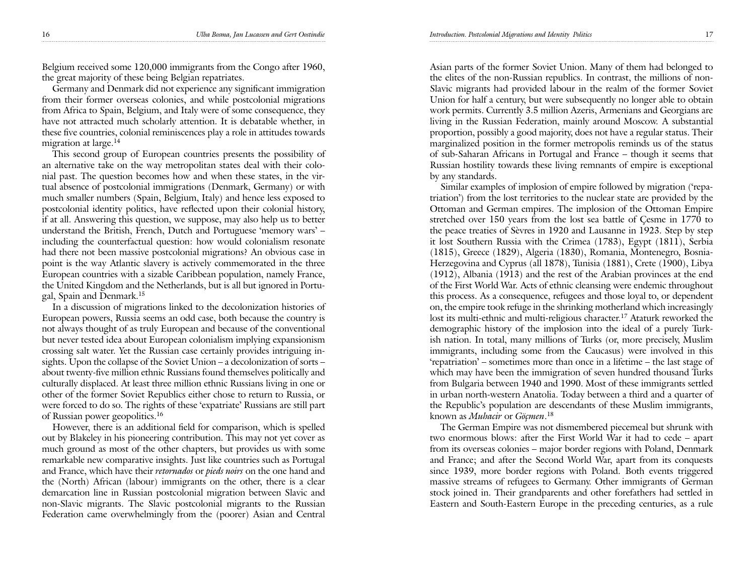Belgium received some 120,000 immigrants from the Congo after 1960, the great majority of these being Belgian repatriates.

Germany and Denmark did not experience any significant immigration from their former overseas colonies, and while postcolonial migrations from Africa to Spain, Belgium, and Italy were of some consequence, they have not attracted much scholarly attention. It is debatable whether, in these five countries, colonial reminiscences play a role in attitudes towards migration at large.[14]

This second group of European countries presents the possibility of an alternative take on the way metropolitan states deal with their colonial past. The question becomes how and when these states, in the virtual absence of postcolonial immigrations (Denmark, Germany) or with much smaller numbers (Spain, Belgium, Italy) and hence less exposed to postcolonial identity politics, have reflected upon their colonial history, if at all. Answering this question, we suppose, may also help us to better understand the British, French, Dutch and Portuguese 'memory wars' – including the counterfactual question: how would colonialism resonate had there not been massive postcolonial migrations? An obvious case in point is the way Atlantic slavery is actively commemorated in the three European countries with a sizable Caribbean population, namely France, the United Kingdom and the Netherlands, but is all but ignored in Portugal, Spain and Denmark.[15]

In a discussion of migrations linked to the decolonization histories of European powers, Russia seems an odd case, both because the country is not always thought of as truly European and because of the conventional but never tested idea about European colonialism implying expansionism crossing salt water. Yet the Russian case certainly provides intriguing insights. Upon the collapse of the Soviet Union – a decolonization of sorts – about twenty-five million ethnic Russians found themselves politically and culturally displaced. At least three million ethnic Russians living in one or other of the former Soviet Republics either chose to return to Russia, or were forced to do so. The rights of these 'expatriate' Russians are still part of Russian power geopolitics.[16]

However, there is an additional field for comparison, which is spelled out by Blakeley in his pioneering contribution. This may not yet cover as much ground as most of the other chapters, but provides us with some remarkable new comparative insights. Just like countries such as Portugal and France, which have their *retornados* or *pieds noirs* on the one hand and the (North) African (labour) immigrants on the other, there is a clear demarcation line in Russian postcolonial migration between Slavic and non-Slavic migrants. The Slavic postcolonial migrants to the Russian Federation came overwhelmingly from the (poorer) Asian and Central Asian parts of the former Soviet Union. Many of them had belonged to the elites of the non-Russian republics. In contrast, the millions of non-Slavic migrants had provided labour in the realm of the former Soviet Union for half a century, but were subsequently no longer able to obtain work permits. Currently 3.5 million Azeris, Armenians and Georgians are living in the Russian Federation, mainly around Moscow. A substantial proportion, possibly a good majority, does not have a regular status. Their marginalized position in the former metropolis reminds us of the status of sub-Saharan Africans in Portugal and France – though it seems that Russian hostility towards these living remnants of empire is exceptional by any standards.

Similar examples of implosion of empire followed by migration ('repatriation') from the lost territories to the nuclear state are provided by the Ottoman and German empires. The implosion of the Ottoman Empire stretched over 150 years from the lost sea battle of Çesme in 1770 to the peace treaties of Sèvres in 1920 and Lausanne in 1923. Step by step it lost Southern Russia with the Crimea (1783), Egypt (1811), Serbia (1815), Greece (1829), Algeria (1830), Romania, Montenegro, Bosnia-Herzegovina and Cyprus (all 1878), Tunisia (1881), Crete (1900), Libya (1912), Albania (1913) and the rest of the Arabian provinces at the end of the First World War. Acts of ethnic cleansing were endemic throughout this process. As a consequence, refugees and those loyal to, or dependent on, the empire took refuge in the shrinking motherland which increasingly lost its multi-ethnic and multi-religious character.[17] Ataturk reworked the demographic history of the implosion into the ideal of a purely Turkish nation. In total, many millions of Turks (or, more precisely, Muslim immigrants, including some from the Caucasus) were involved in this 'repatriation' – sometimes more than once in a lifetime – the last stage of which may have been the immigration of seven hundred thousand Turks from Bulgaria between 1940 and 1990. Most of these immigrants settled in urban north-western Anatolia. Today between a third and a quarter of the Republic's population are descendants of these Muslim immigrants, known as *Muhacir* or *Göçmen*.[18]

The German Empire was not dismembered piecemeal but shrunk with two enormous blows: after the First World War it had to cede – apart from its overseas colonies – major border regions with Poland, Denmark and France; and after the Second World War, apart from its conquests since 1939, more border regions with Poland. Both events triggered massive streams of refugees to Germany. Other immigrants of German stock joined in. Their grandparents and other forefathers had settled in Eastern and South-Eastern Europe in the preceding centuries, as a rule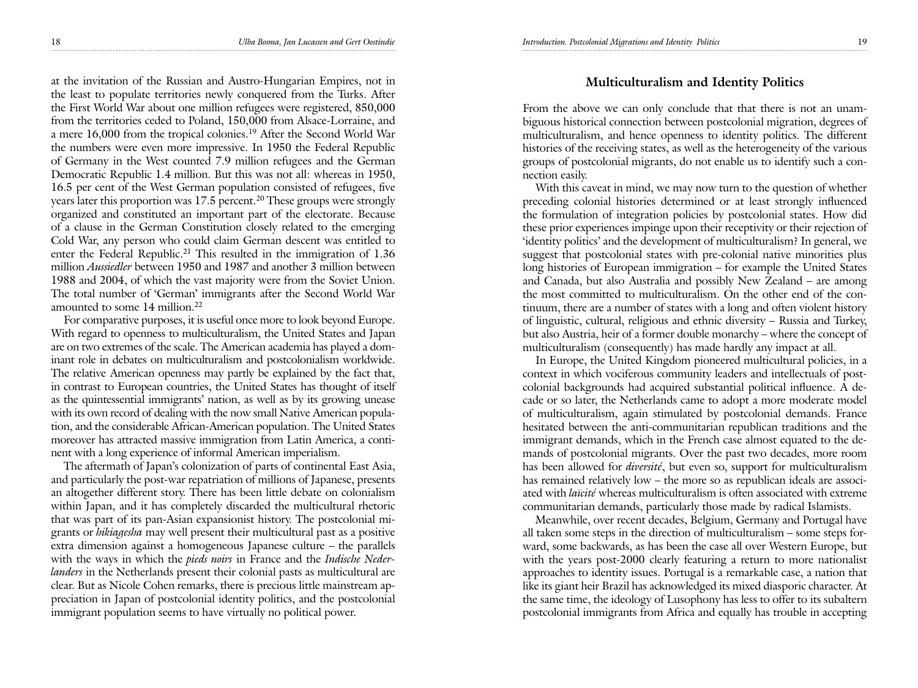at the invitation of the Russian and Austro-Hungarian Empires, not in the least to populate territories newly conquered from the Turks. After the First World War about one million refugees were registered, 850,000 from the territories ceded to Poland, 150,000 from Alsace-Lorraine, and a mere 16,000 from the tropical colonies.[19] After the Second World War the numbers were even more impressive. In 1950 the Federal Republic of Germany in the West counted 7.9 million refugees and the German Democratic Republic 1.4 million. But this was not all: whereas in 1950, 16.5 per cent of the West German population consisted of refugees, five years later this proportion was 17.5 percent.[20] These groups were strongly organized and constituted an important part of the electorate. Because of a clause in the German Constitution closely related to the emerging Cold War, any person who could claim German descent was entitled to enter the Federal Republic.[21] This resulted in the immigration of 1.36 million *Aussiedler* between 1950 and 1987 and another 3 million between 1988 and 2004, of which the vast majority were from the Soviet Union. The total number of 'German' immigrants after the Second World War amounted to some 14 million.[22]

For comparative purposes, it is useful once more to look beyond Europe. With regard to openness to multiculturalism, the United States and Japan are on two extremes of the scale. The American academia has played a dominant role in debates on multiculturalism and postcolonialism worldwide. The relative American openness may partly be explained by the fact that, in contrast to European countries, the United States has thought of itself as the quintessential immigrants' nation, as well as by its growing unease with its own record of dealing with the now small Native American population, and the considerable African-American population. The United States moreover has attracted massive immigration from Latin America, a continent with a long experience of informal American imperialism.

The aftermath of Japan's colonization of parts of continental East Asia, and particularly the post-war repatriation of millions of Japanese, presents an altogether different story. There has been little debate on colonialism within Japan, and it has completely discarded the multicultural rhetoric that was part of its pan-Asian expansionist history. The postcolonial migrants or *hikiagesha* may well present their multicultural past as a positive extra dimension against a homogeneous Japanese culture – the parallels with the ways in which the *pieds noirs* in France and the *Indische Nederlanders* in the Netherlands present their colonial pasts as multicultural are clear. But as Nicole Cohen remarks, there is precious little mainstream appreciation in Japan of postcolonial identity politics, and the postcolonial immigrant population seems to have virtually no political power.

## Multiculturalism and Identity Politics

From the above we can only conclude that that there is not an unambiguous historical connection between postcolonial migration, degrees of multiculturalism, and hence openness to identity politics. The different histories of the receiving states, as well as the heterogeneity of the various groups of postcolonial migrants, do not enable us to identify such a connection easily.

With this caveat in mind, we may now turn to the question of whether preceding colonial histories determined or at least strongly influenced the formulation of integration policies by postcolonial states. How did these prior experiences impinge upon their receptivity or their rejection of 'identity politics' and the development of multiculturalism? In general, we suggest that postcolonial states with pre-colonial native minorities plus long histories of European immigration – for example the United States and Canada, but also Australia and possibly New Zealand – are among the most committed to multiculturalism. On the other end of the continuum, there are a number of states with a long and often violent history of linguistic, cultural, religious and ethnic diversity – Russia and Turkey, but also Austria, heir of a former double monarchy – where the concept of multiculturalism (consequently) has made hardly any impact at all.

In Europe, the United Kingdom pioneered multicultural policies, in a context in which vociferous community leaders and intellectuals of postcolonial backgrounds had acquired substantial political influence. A decade or so later, the Netherlands came to adopt a more moderate model of multiculturalism, again stimulated by postcolonial demands. France hesitated between the anti-communitarian republican traditions and the immigrant demands, which in the French case almost equated to the demands of postcolonial migrants. Over the past two decades, more room has been allowed for *diversité*, but even so, support for multiculturalism has remained relatively low – the more so as republican ideals are associated with *laïcité* whereas multiculturalism is often associated with extreme communitarian demands, particularly those made by radical Islamists.

Meanwhile, over recent decades, Belgium, Germany and Portugal have all taken some steps in the direction of multiculturalism – some steps forward, some backwards, as has been the case all over Western Europe, but with the years post-2000 clearly featuring a return to more nationalist approaches to identity issues. Portugal is a remarkable case, a nation that like its giant heir Brazil has acknowledged its mixed diasporic character. At the same time, the ideology of Lusophony has less to offer to its subaltern postcolonial immigrants from Africa and equally has trouble in accepting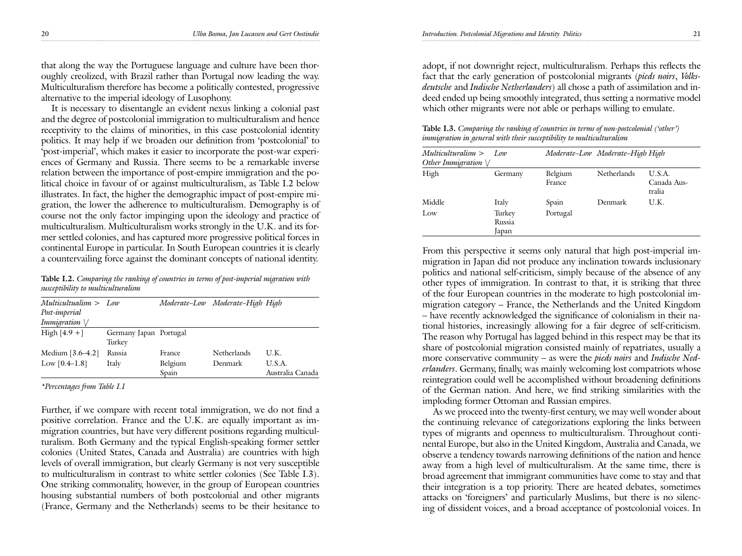that along the way the Portuguese language and culture have been thoroughly creolized, with Brazil rather than Portugal now leading the way. Multiculturalism therefore has become a politically contested, progressive alternative to the imperial ideology of Lusophony.

It is necessary to disentangle an evident nexus linking a colonial past and the degree of postcolonial immigration to multiculturalism and hence receptivity to the claims of minorities, in this case postcolonial identity politics. It may help if we broaden our definition from 'postcolonial' to 'post-imperial', which makes it easier to incorporate the post-war experiences of Germany and Russia. There seems to be a remarkable inverse relation between the importance of post-empire immigration and the political choice in favour of or against multiculturalism, as Table I.2 below illustrates. In fact, the higher the demographic impact of post-empire migration, the lower the adherence to multiculturalism. Demography is of course not the only factor impinging upon the ideology and practice of multiculturalism. Multiculturalism works strongly in the U.K. and its former settled colonies, and has captured more progressive political forces in continental Europe in particular. In South European countries it is clearly a countervailing force against the dominant concepts of national identity.

**Table I.2.** *Comparing the ranking of countries in terms of post-imperial migration with susceptibility to multiculturalism*

| *Multicultualism > Post-imperial Immigration \/* | *Low* | *Moderate–Low* | *Moderate–High* | *High* |
|---|---|---|---|---|
| High [4.9 +] | Germany Japan Turkey | Portugal | | |
| Medium [3.6–4.2] | Russia | France | Netherlands | U.K. |
| Low [0.4–1.8] | Italy | Belgium Spain | Denmark | U.S.A. Australia Canada |

*\*Percentages from Table I.1*

Further, if we compare with recent total immigration, we do not find a positive correlation. France and the U.K. are equally important as immigration countries, but have very different positions regarding multiculturalism. Both Germany and the typical English-speaking former settler colonies (United States, Canada and Australia) are countries with high levels of overall immigration, but clearly Germany is not very susceptible to multiculturalism in contrast to white settler colonies (See Table I.3). One striking commonality, however, in the group of European countries housing substantial numbers of both postcolonial and other migrants (France, Germany and the Netherlands) seems to be their hesitance to adopt, if not downright reject, multiculturalism. Perhaps this reflects the fact that the early generation of postcolonial migrants (*pieds noirs*, *Volksdeutsche* and *Indische Netherlanders*) all chose a path of assimilation and indeed ended up being smoothly integrated, thus setting a normative model which other migrants were not able or perhaps willing to emulate.

**Table I.3.** *Comparing the ranking of countries in terms of non-postcolonial ('other') immigration in general with their susceptibility to multiculturalism*

| *Multiculturalism > Other Immigration \/* | *Low* | *Moderate–Low* | *Moderate–High* | *High* |
|---|---|---|---|---|
| High | Germany | Belgium France | Netherlands | U.S.A. Canada Australia |
| Middle | Italy | Spain | Denmark | U.K. |
| Low | Turkey Russia Japan | Portugal | | |

From this perspective it seems only natural that high post-imperial immigration in Japan did not produce any inclination towards inclusionary politics and national self-criticism, simply because of the absence of any other types of immigration. In contrast to that, it is striking that three of the four European countries in the moderate to high postcolonial immigration category – France, the Netherlands and the United Kingdom – have recently acknowledged the significance of colonialism in their national histories, increasingly allowing for a fair degree of self-criticism. The reason why Portugal has lagged behind in this respect may be that its share of postcolonial migration consisted mainly of repatriates, usually a more conservative community – as were the *pieds noirs* and *Indische Nederlanders*. Germany, finally, was mainly welcoming lost compatriots whose reintegration could well be accomplished without broadening definitions of the German nation. And here, we find striking similarities with the imploding former Ottoman and Russian empires.

As we proceed into the twenty-first century, we may well wonder about the continuing relevance of categorizations exploring the links between types of migrants and openness to multiculturalism. Throughout continental Europe, but also in the United Kingdom, Australia and Canada, we observe a tendency towards narrowing definitions of the nation and hence away from a high level of multiculturalism. At the same time, there is broad agreement that immigrant communities have come to stay and that their integration is a top priority. There are heated debates, sometimes attacks on 'foreigners' and particularly Muslims, but there is no silencing of dissident voices, and a broad acceptance of postcolonial voices. In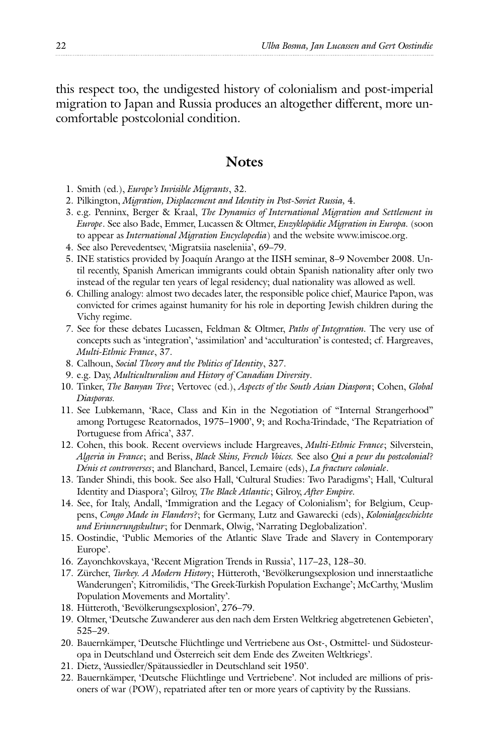this respect too, the undigested history of colonialism and post-imperial migration to Japan and Russia produces an altogether different, more uncomfortable postcolonial condition.

## Notes

1. Smith (ed.), *Europe's Invisible Migrants*, 32.
2. Pilkington, *Migration, Displacement and Identity in Post-Soviet Russia,* 4.
3. e.g. Penninx, Berger & Kraal, *The Dynamics of International Migration and Settlement in Europe*. See also Bade, Emmer, Lucassen & Oltmer, *Enzyklopädie Migration in Europa.* (soon to appear as *International Migration Encyclopedia*) and the website www.imiscoe.org.
4. See also Perevedentsev, 'Migratsiia naseleniia', 69–79.
5. INE statistics provided by Joaquín Arango at the IISH seminar, 8–9 November 2008. Until recently, Spanish American immigrants could obtain Spanish nationality after only two instead of the regular ten years of legal residency; dual nationality was allowed as well.
6. Chilling analogy: almost two decades later, the responsible police chief, Maurice Papon, was convicted for crimes against humanity for his role in deporting Jewish children during the Vichy regime.
7. See for these debates Lucassen, Feldman & Oltmer, *Paths of Integration.* The very use of concepts such as 'integration', 'assimilation' and 'acculturation' is contested; cf. Hargreaves, *Multi-Ethnic France*, 37.
8. Calhoun, *Social Theory and the Politics of Identity*, 327.
9. e.g. Day, *Multiculturalism and History of Canadian Diversity*.
10. Tinker, *The Banyan Tree*; Vertovec (ed.), *Aspects of the South Asian Diaspora*; Cohen, *Global Diasporas.*
11. See Lubkemann, 'Race, Class and Kin in the Negotiation of "Internal Strangerhood" among Portugese Reatornados, 1975–1900', 9; and Rocha-Trindade, 'The Repatriation of Portuguese from Africa', 337.
12. Cohen, this book. Recent overviews include Hargreaves, *Multi-Ethnic France*; Silverstein, *Algeria in France*; and Beriss, *Black Skins, French Voices.* See also *Qui a peur du postcolonial? Dénis et controverses*; and Blanchard, Bancel, Lemaire (eds), *La fracture coloniale*.
13. Tander Shindi, this book. See also Hall, 'Cultural Studies: Two Paradigms'; Hall, 'Cultural Identity and Diaspora'; Gilroy, *The Black Atlantic*; Gilroy, *After Empire.*
14. See, for Italy, Andall, 'Immigration and the Legacy of Colonialism'; for Belgium, Ceuppens, *Congo Made in Flanders?*; for Germany, Lutz and Gawarecki (eds), *Kolonialgeschichte und Erinnerungskultur*; for Denmark, Olwig, 'Narrating Deglobalization'.
15. Oostindie, 'Public Memories of the Atlantic Slave Trade and Slavery in Contemporary Europe'.
16. Zayonchkovskaya, 'Recent Migration Trends in Russia', 117–23, 128–30.
17. Zürcher, *Turkey. A Modern History*; Hütteroth, 'Bevölkerungsexplosion und innerstaatliche Wanderungen'; Kitromilidis, 'The Greek-Turkish Population Exchange'; McCarthy, 'Muslim Population Movements and Mortality'.
18. Hütteroth, 'Bevölkerungsexplosion', 276–79.
19. Oltmer, 'Deutsche Zuwanderer aus den nach dem Ersten Weltkrieg abgetretenen Gebieten', 525–29.
20. Bauernkämper, 'Deutsche Flüchtlinge und Vertriebene aus Ost-, Ostmittel- und Südosteuropa in Deutschland und Österreich seit dem Ende des Zweiten Weltkriegs'.
21. Dietz, 'Aussiedler/Spätaussiedler in Deutschland seit 1950'.
22. Bauernkämper, 'Deutsche Flüchtlinge und Vertriebene'. Not included are millions of prisoners of war (POW), repatriated after ten or more years of captivity by the Russians.